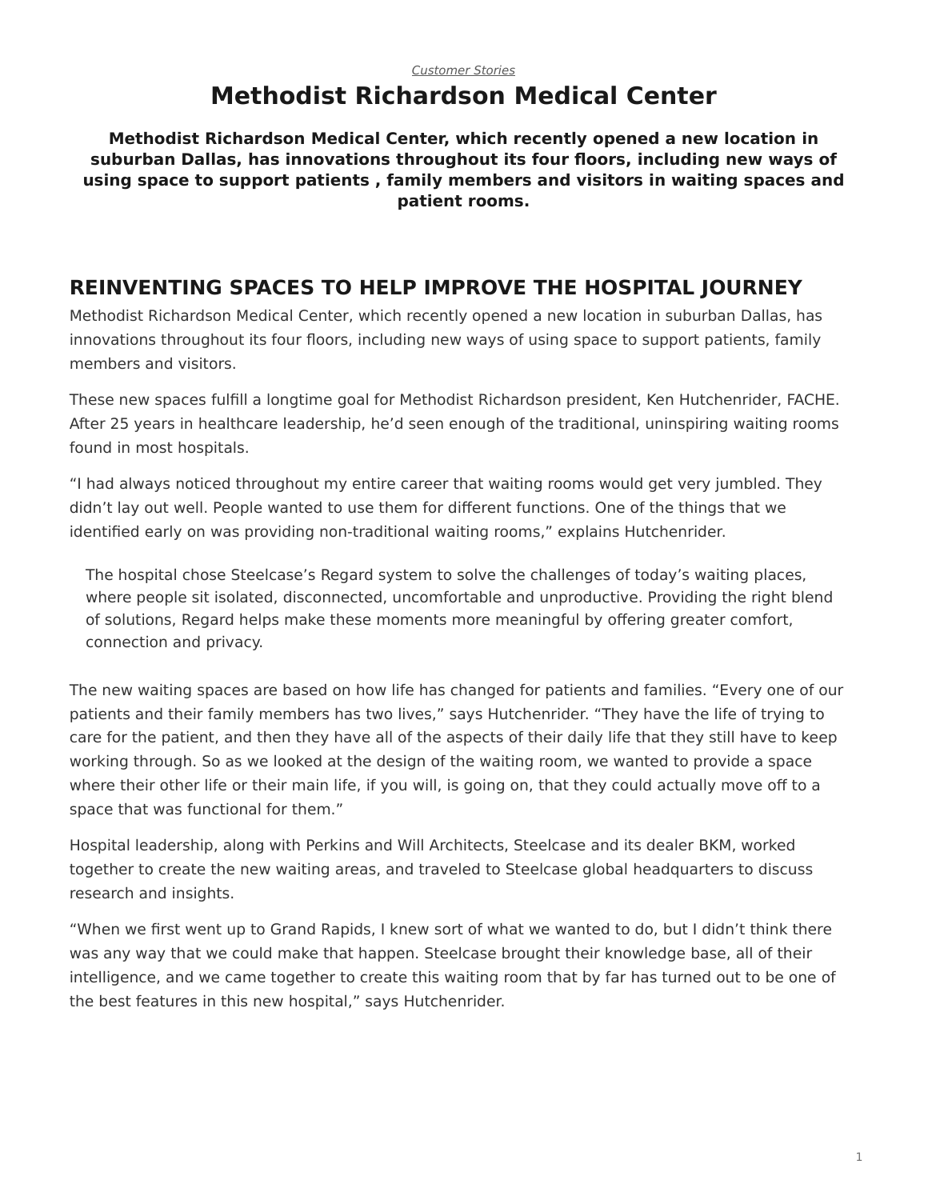*Customer Stories*

# Methodist Richardson Medical Center

**Methodist Richardson Medical Center, which recently opened a new location in suburban Dallas, has innovations throughout its four floors, including new ways of using space to support patients , family members and visitors in waiting spaces and patient rooms.**

## REINVENTING SPACES TO HELP IMPROVE THE HOSPITAL JOURNEY

Methodist Richardson Medical Center, which recently opened a new location in suburban Dallas, has innovations throughout its four floors, including new ways of using space to support patients, family members and visitors.

These new spaces fulfill a longtime goal for Methodist Richardson president, Ken Hutchenrider, FACHE. After 25 years in healthcare leadership, he'd seen enough of the traditional, uninspiring waiting rooms found in most hospitals.

"I had always noticed throughout my entire career that waiting rooms would get very jumbled. They didn't lay out well. People wanted to use them for different functions. One of the things that we identified early on was providing non-traditional waiting rooms," explains Hutchenrider.

> The hospital chose Steelcase's Regard system to solve the challenges of today's waiting places, where people sit isolated, disconnected, uncomfortable and unproductive. Providing the right blend of solutions, Regard helps make these moments more meaningful by offering greater comfort, connection and privacy.

The new waiting spaces are based on how life has changed for patients and families. "Every one of our patients and their family members has two lives," says Hutchenrider. "They have the life of trying to care for the patient, and then they have all of the aspects of their daily life that they still have to keep working through. So as we looked at the design of the waiting room, we wanted to provide a space where their other life or their main life, if you will, is going on, that they could actually move off to a space that was functional for them."

Hospital leadership, along with Perkins and Will Architects, Steelcase and its dealer BKM, worked together to create the new waiting areas, and traveled to Steelcase global headquarters to discuss research and insights.

"When we first went up to Grand Rapids, I knew sort of what we wanted to do, but I didn't think there was any way that we could make that happen. Steelcase brought their knowledge base, all of their intelligence, and we came together to create this waiting room that by far has turned out to be one of the best features in this new hospital," says Hutchenrider.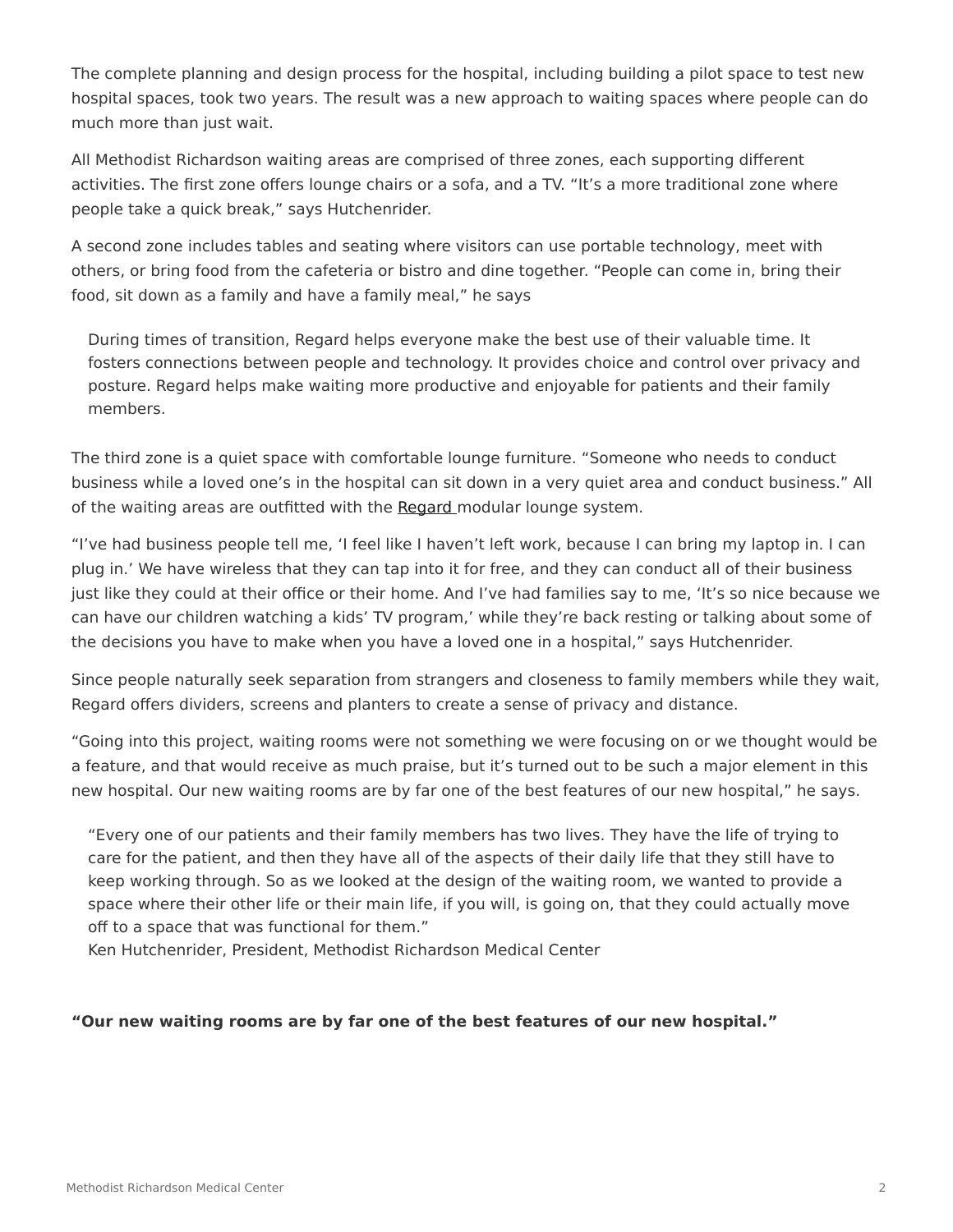The complete planning and design process for the hospital, including building a pilot space to test new hospital spaces, took two years. The result was a new approach to waiting spaces where people can do much more than just wait.

All Methodist Richardson waiting areas are comprised of three zones, each supporting different activities. The first zone offers lounge chairs or a sofa, and a TV. “It’s a more traditional zone where people take a quick break,” says Hutchenrider.

A second zone includes tables and seating where visitors can use portable technology, meet with others, or bring food from the cafeteria or bistro and dine together. “People can come in, bring their food, sit down as a family and have a family meal,” he says

> During times of transition, Regard helps everyone make the best use of their valuable time. It fosters connections between people and technology. It provides choice and control over privacy and posture. Regard helps make waiting more productive and enjoyable for patients and their family members.

The third zone is a quiet space with comfortable lounge furniture. “Someone who needs to conduct business while a loved one’s in the hospital can sit down in a very quiet area and conduct business.” All of the waiting areas are outfitted with the Regard modular lounge system.

“I’ve had business people tell me, ‘I feel like I haven’t left work, because I can bring my laptop in. I can plug in.’ We have wireless that they can tap into it for free, and they can conduct all of their business just like they could at their office or their home. And I’ve had families say to me, ‘It’s so nice because we can have our children watching a kids’ TV program,’ while they’re back resting or talking about some of the decisions you have to make when you have a loved one in a hospital,” says Hutchenrider.

Since people naturally seek separation from strangers and closeness to family members while they wait, Regard offers dividers, screens and planters to create a sense of privacy and distance.

“Going into this project, waiting rooms were not something we were focusing on or we thought would be a feature, and that would receive as much praise, but it’s turned out to be such a major element in this new hospital. Our new waiting rooms are by far one of the best features of our new hospital,” he says.

> “Every one of our patients and their family members has two lives. They have the life of trying to care for the patient, and then they have all of the aspects of their daily life that they still have to keep working through. So as we looked at the design of the waiting room, we wanted to provide a space where their other life or their main life, if you will, is going on, that they could actually move off to a space that was functional for them.”
> Ken Hutchenrider, President, Methodist Richardson Medical Center

**“Our new waiting rooms are by far one of the best features of our new hospital.”**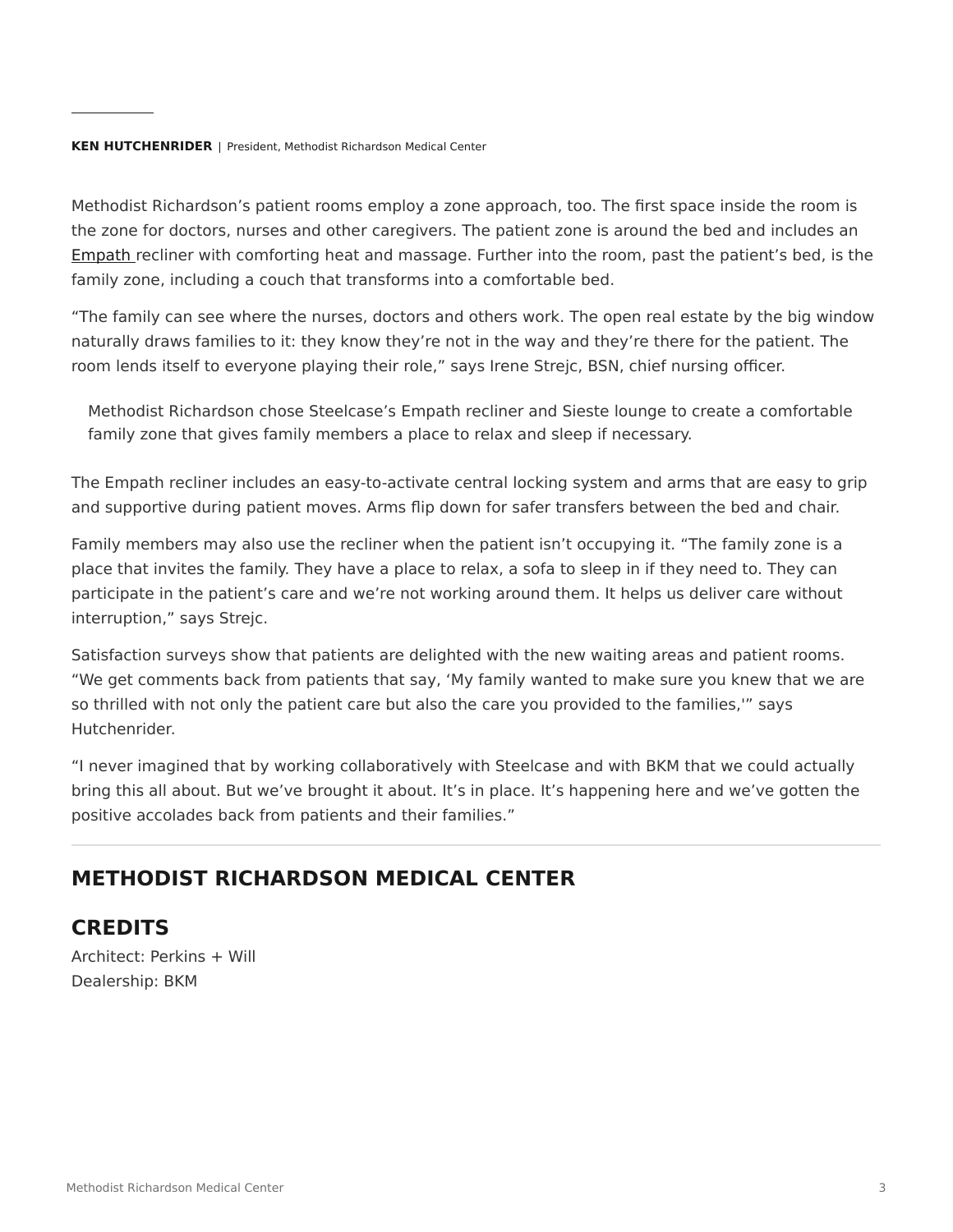**KEN HUTCHENRIDER** | President, Methodist Richardson Medical Center

Methodist Richardson's patient rooms employ a zone approach, too. The first space inside the room is the zone for doctors, nurses and other caregivers. The patient zone is around the bed and includes an Empath recliner with comforting heat and massage. Further into the room, past the patient's bed, is the family zone, including a couch that transforms into a comfortable bed.

"The family can see where the nurses, doctors and others work. The open real estate by the big window naturally draws families to it: they know they're not in the way and they're there for the patient. The room lends itself to everyone playing their role," says Irene Strejc, BSN, chief nursing officer.

> Methodist Richardson chose Steelcase's Empath recliner and Sieste lounge to create a comfortable family zone that gives family members a place to relax and sleep if necessary.

The Empath recliner includes an easy-to-activate central locking system and arms that are easy to grip and supportive during patient moves. Arms flip down for safer transfers between the bed and chair.

Family members may also use the recliner when the patient isn't occupying it. "The family zone is a place that invites the family. They have a place to relax, a sofa to sleep in if they need to. They can participate in the patient's care and we're not working around them. It helps us deliver care without interruption," says Strejc.

Satisfaction surveys show that patients are delighted with the new waiting areas and patient rooms. "We get comments back from patients that say, 'My family wanted to make sure you knew that we are so thrilled with not only the patient care but also the care you provided to the families,'" says Hutchenrider.

"I never imagined that by working collaboratively with Steelcase and with BKM that we could actually bring this all about. But we've brought it about. It's in place. It's happening here and we've gotten the positive accolades back from patients and their families."

---

## METHODIST RICHARDSON MEDICAL CENTER

## CREDITS

Architect: Perkins + Will
Dealership: BKM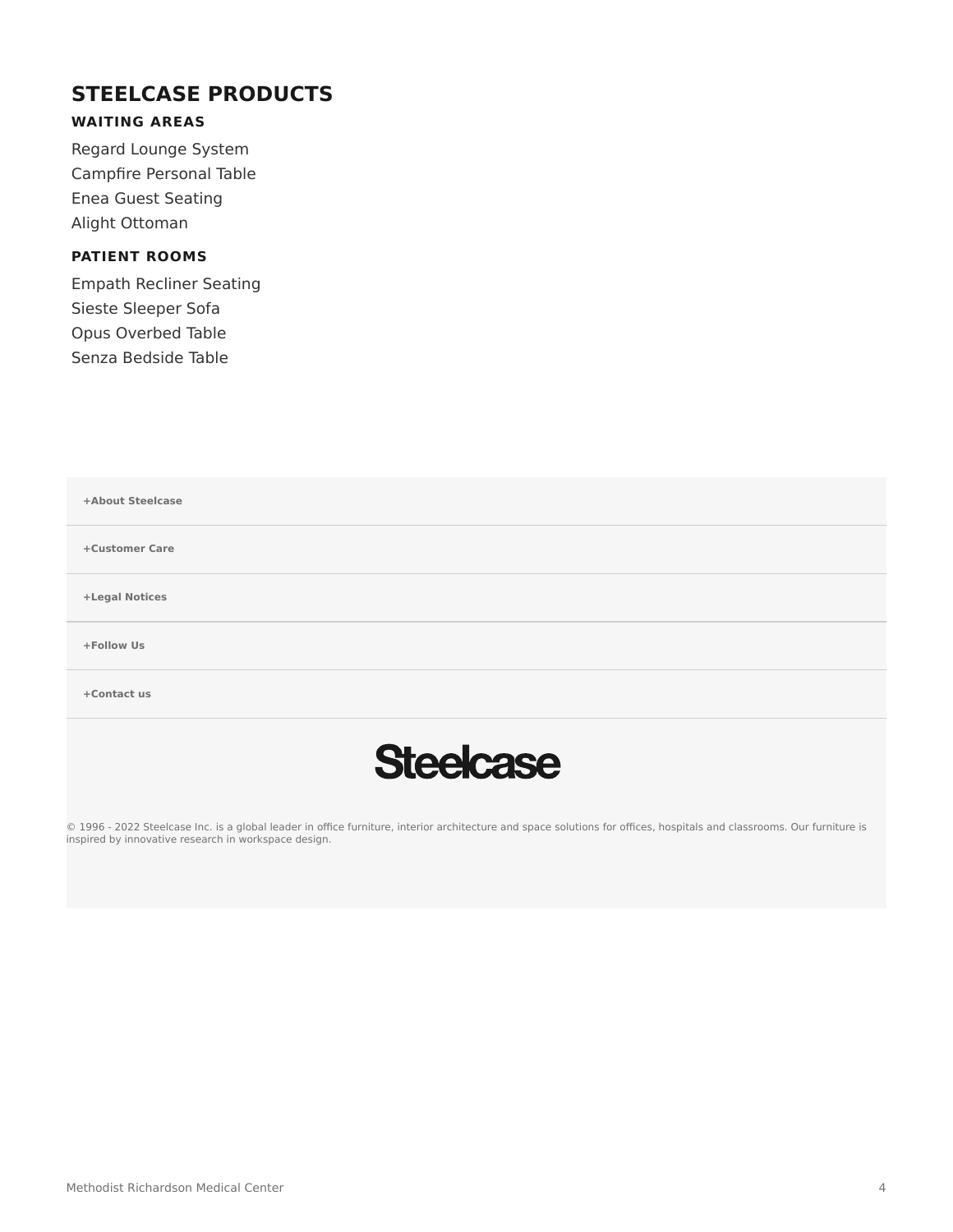## STEELCASE PRODUCTS

### WAITING AREAS

Regard Lounge System
Campfire Personal Table
Enea Guest Seating
Alight Ottoman

### PATIENT ROOMS

Empath Recliner Seating
Sieste Sleeper Sofa
Opus Overbed Table
Senza Bedside Table

+About Steelcase

+Customer Care

+Legal Notices

+Follow Us

+Contact us

Steelcase

© 1996 - 2022 Steelcase Inc. is a global leader in office furniture, interior architecture and space solutions for offices, hospitals and classrooms. Our furniture is inspired by innovative research in workspace design.